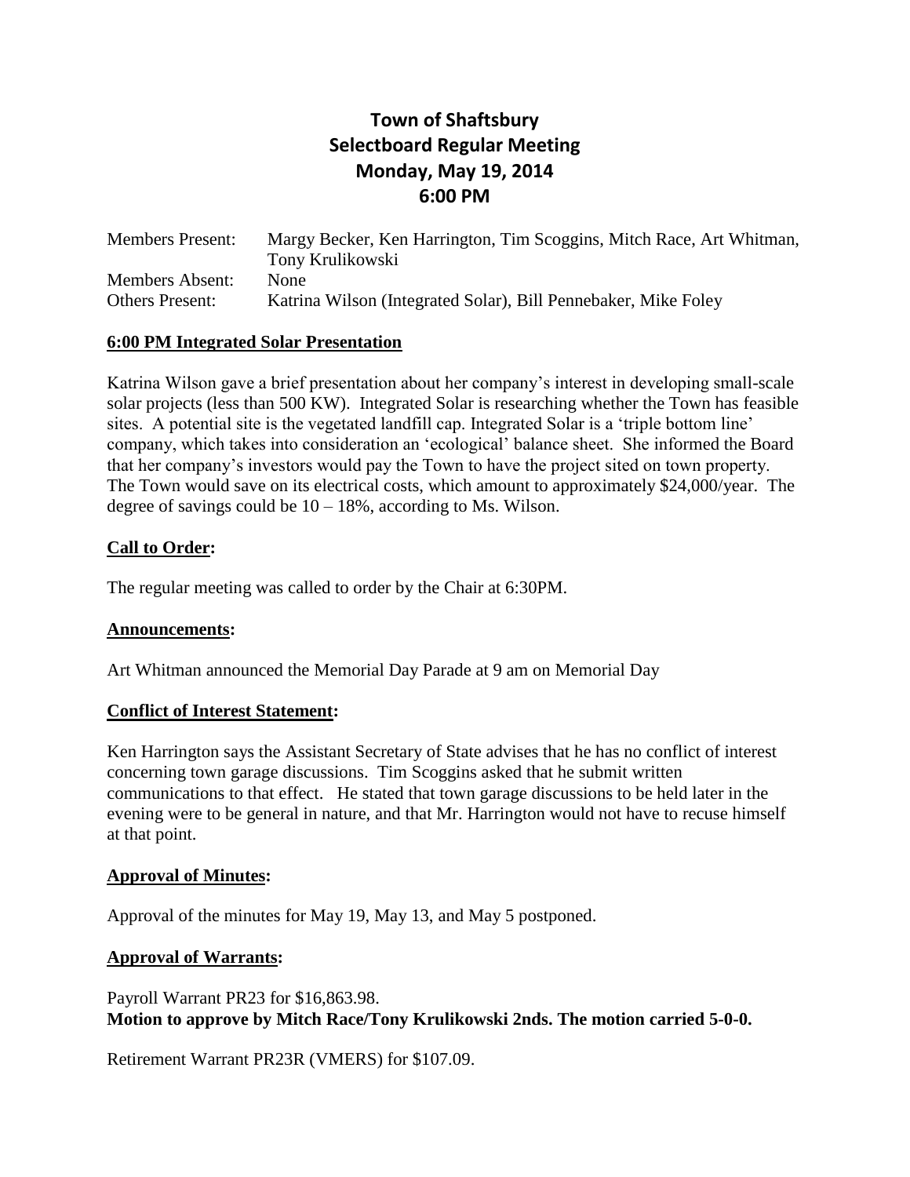# Town of Shaftsbury
# Selectboard Regular Meeting
# Monday, May 19, 2014
# 6:00 PM

| | |
|---|---|
| Members Present: | Margy Becker, Ken Harrington, Tim Scoggins, Mitch Race, Art Whitman, Tony Krulikowski |
| Members Absent: | None |
| Others Present: | Katrina Wilson (Integrated Solar), Bill Pennebaker, Mike Foley |

## 6:00 PM Integrated Solar Presentation

Katrina Wilson gave a brief presentation about her company's interest in developing small-scale solar projects (less than 500 KW). Integrated Solar is researching whether the Town has feasible sites. A potential site is the vegetated landfill cap. Integrated Solar is a 'triple bottom line' company, which takes into consideration an 'ecological' balance sheet. She informed the Board that her company's investors would pay the Town to have the project sited on town property. The Town would save on its electrical costs, which amount to approximately $24,000/year. The degree of savings could be 10 – 18%, according to Ms. Wilson.

## Call to Order:

The regular meeting was called to order by the Chair at 6:30PM.

## Announcements:

Art Whitman announced the Memorial Day Parade at 9 am on Memorial Day

## Conflict of Interest Statement:

Ken Harrington says the Assistant Secretary of State advises that he has no conflict of interest concerning town garage discussions. Tim Scoggins asked that he submit written communications to that effect. He stated that town garage discussions to be held later in the evening were to be general in nature, and that Mr. Harrington would not have to recuse himself at that point.

## Approval of Minutes:

Approval of the minutes for May 19, May 13, and May 5 postponed.

## Approval of Warrants:

Payroll Warrant PR23 for $16,863.98.
**Motion to approve by Mitch Race/Tony Krulikowski 2nds. The motion carried 5-0-0.**

Retirement Warrant PR23R (VMERS) for $107.09.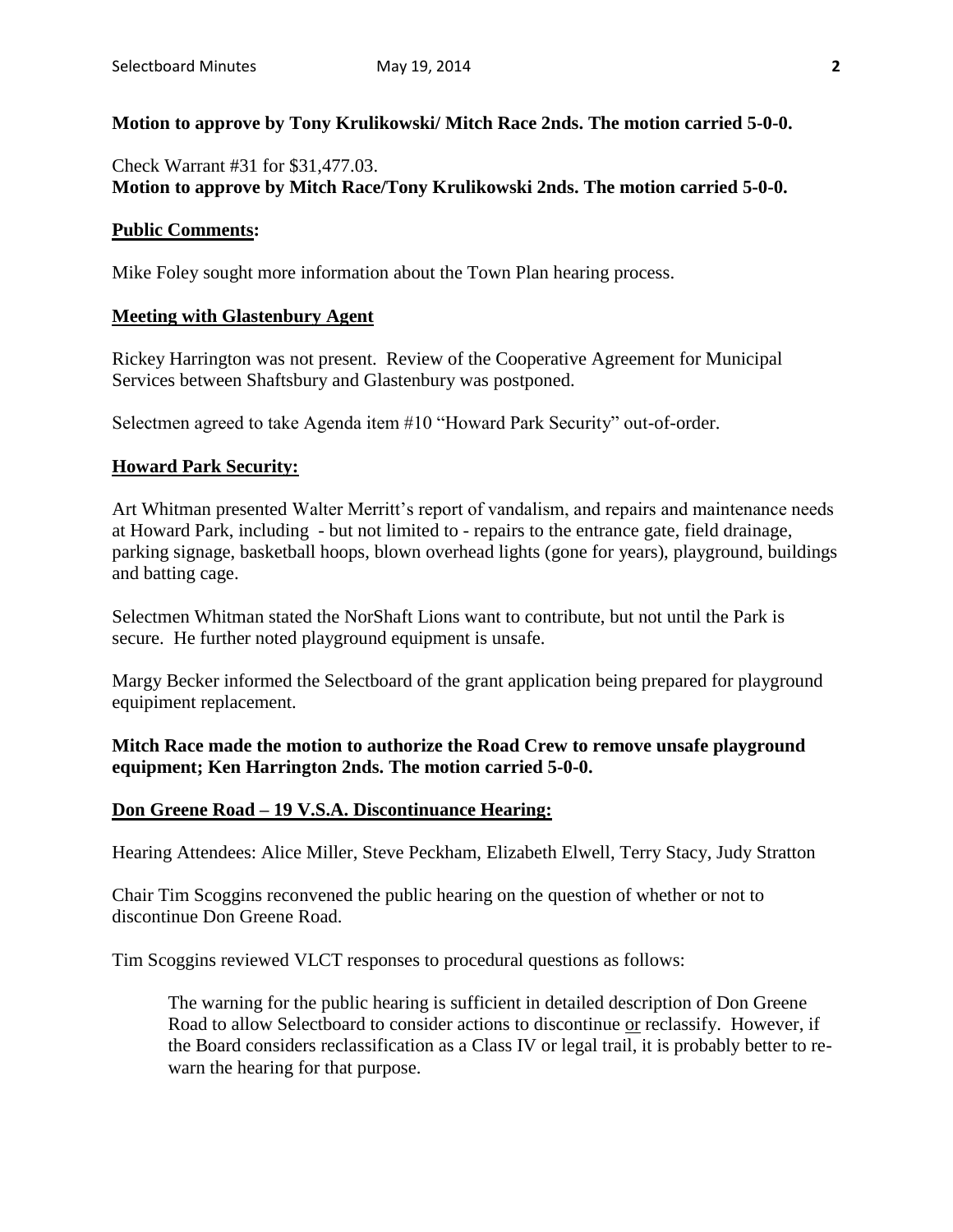**Motion to approve by Tony Krulikowski/ Mitch Race 2nds. The motion carried 5-0-0.**

Check Warrant #31 for $31,477.03.
**Motion to approve by Mitch Race/Tony Krulikowski 2nds. The motion carried 5-0-0.**

**Public Comments:**

Mike Foley sought more information about the Town Plan hearing process.

**Meeting with Glastenbury Agent**

Rickey Harrington was not present. Review of the Cooperative Agreement for Municipal Services between Shaftsbury and Glastenbury was postponed.

Selectmen agreed to take Agenda item #10 "Howard Park Security" out-of-order.

**Howard Park Security:**

Art Whitman presented Walter Merritt's report of vandalism, and repairs and maintenance needs at Howard Park, including - but not limited to - repairs to the entrance gate, field drainage, parking signage, basketball hoops, blown overhead lights (gone for years), playground, buildings and batting cage.

Selectmen Whitman stated the NorShaft Lions want to contribute, but not until the Park is secure. He further noted playground equipment is unsafe.

Margy Becker informed the Selectboard of the grant application being prepared for playground equipiment replacement.

**Mitch Race made the motion to authorize the Road Crew to remove unsafe playground equipment; Ken Harrington 2nds. The motion carried 5-0-0.**

**Don Greene Road – 19 V.S.A. Discontinuance Hearing:**

Hearing Attendees: Alice Miller, Steve Peckham, Elizabeth Elwell, Terry Stacy, Judy Stratton

Chair Tim Scoggins reconvened the public hearing on the question of whether or not to discontinue Don Greene Road.

Tim Scoggins reviewed VLCT responses to procedural questions as follows:

> The warning for the public hearing is sufficient in detailed description of Don Greene Road to allow Selectboard to consider actions to discontinue or reclassify. However, if the Board considers reclassification as a Class IV or legal trail, it is probably better to re-warn the hearing for that purpose.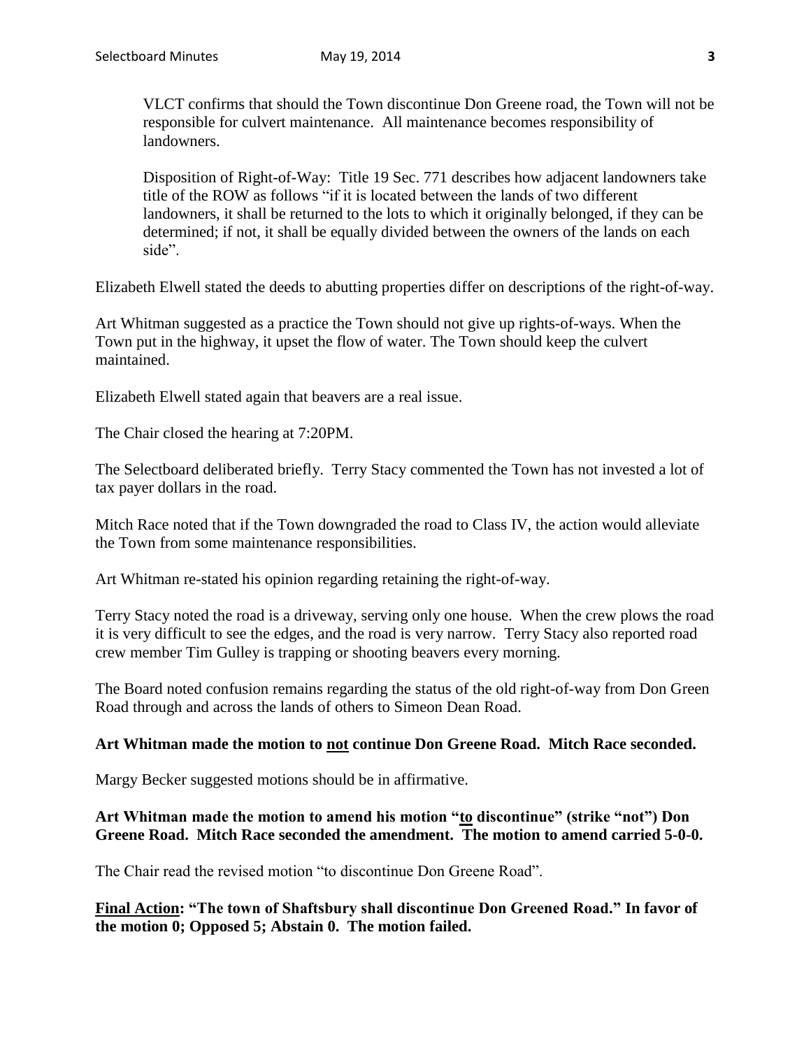VLCT confirms that should the Town discontinue Don Greene road, the Town will not be responsible for culvert maintenance. All maintenance becomes responsibility of landowners.

Disposition of Right-of-Way: Title 19 Sec. 771 describes how adjacent landowners take title of the ROW as follows "if it is located between the lands of two different landowners, it shall be returned to the lots to which it originally belonged, if they can be determined; if not, it shall be equally divided between the owners of the lands on each side".

Elizabeth Elwell stated the deeds to abutting properties differ on descriptions of the right-of-way.

Art Whitman suggested as a practice the Town should not give up rights-of-ways. When the Town put in the highway, it upset the flow of water. The Town should keep the culvert maintained.

Elizabeth Elwell stated again that beavers are a real issue.

The Chair closed the hearing at 7:20PM.

The Selectboard deliberated briefly. Terry Stacy commented the Town has not invested a lot of tax payer dollars in the road.

Mitch Race noted that if the Town downgraded the road to Class IV, the action would alleviate the Town from some maintenance responsibilities.

Art Whitman re-stated his opinion regarding retaining the right-of-way.

Terry Stacy noted the road is a driveway, serving only one house. When the crew plows the road it is very difficult to see the edges, and the road is very narrow. Terry Stacy also reported road crew member Tim Gulley is trapping or shooting beavers every morning.

The Board noted confusion remains regarding the status of the old right-of-way from Don Green Road through and across the lands of others to Simeon Dean Road.

**Art Whitman made the motion to <u>not</u> continue Don Greene Road. Mitch Race seconded.**

Margy Becker suggested motions should be in affirmative.

**Art Whitman made the motion to amend his motion "<u>to</u> discontinue" (strike "not") Don Greene Road. Mitch Race seconded the amendment. The motion to amend carried 5-0-0.**

The Chair read the revised motion "to discontinue Don Greene Road".

**<u>Final Action</u>: "The town of Shaftsbury shall discontinue Don Greened Road." In favor of the motion 0; Opposed 5; Abstain 0. The motion failed.**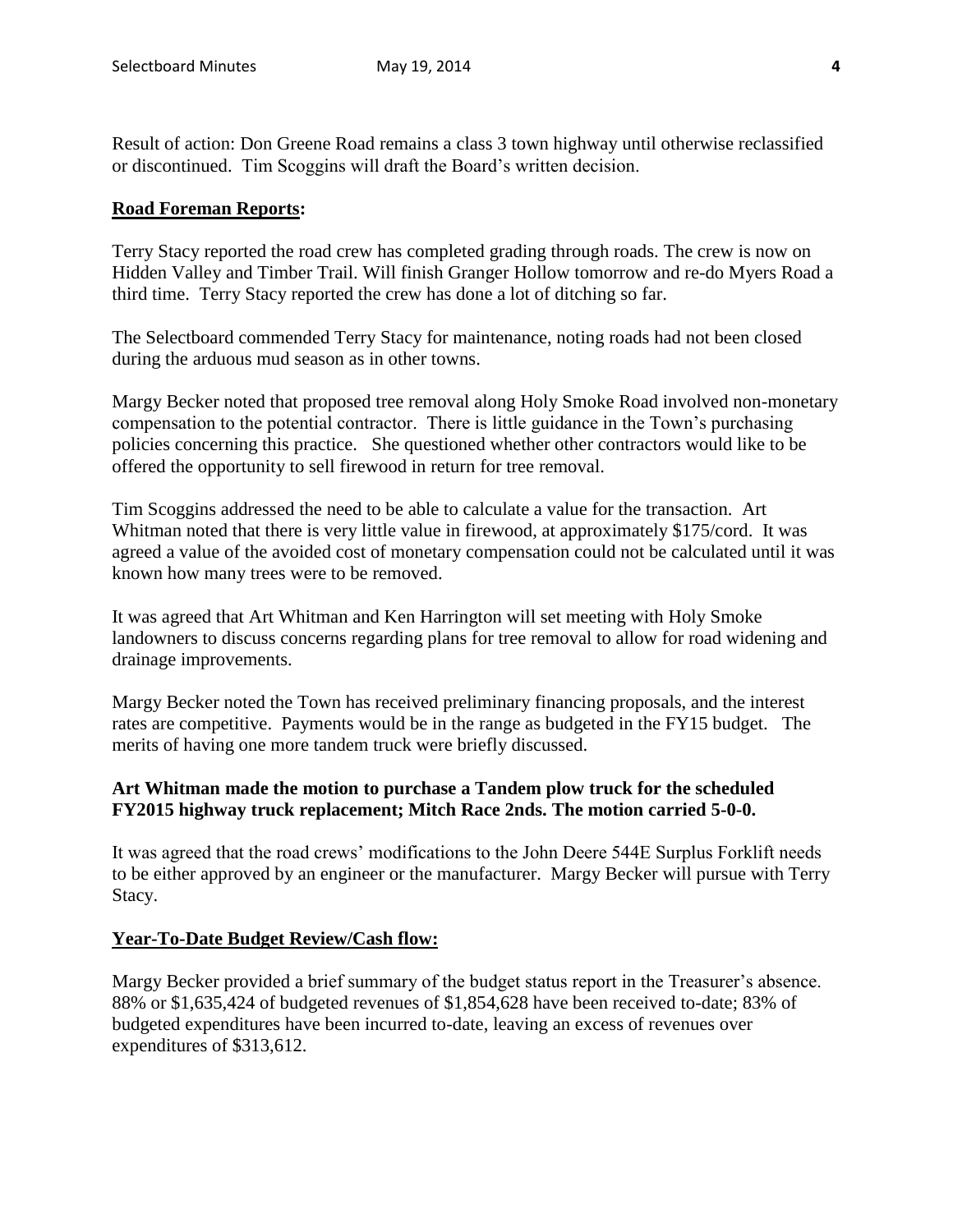Result of action: Don Greene Road remains a class 3 town highway until otherwise reclassified or discontinued. Tim Scoggins will draft the Board's written decision.

**Road Foreman Reports:**

Terry Stacy reported the road crew has completed grading through roads. The crew is now on Hidden Valley and Timber Trail. Will finish Granger Hollow tomorrow and re-do Myers Road a third time. Terry Stacy reported the crew has done a lot of ditching so far.

The Selectboard commended Terry Stacy for maintenance, noting roads had not been closed during the arduous mud season as in other towns.

Margy Becker noted that proposed tree removal along Holy Smoke Road involved non-monetary compensation to the potential contractor. There is little guidance in the Town's purchasing policies concerning this practice. She questioned whether other contractors would like to be offered the opportunity to sell firewood in return for tree removal.

Tim Scoggins addressed the need to be able to calculate a value for the transaction. Art Whitman noted that there is very little value in firewood, at approximately $175/cord. It was agreed a value of the avoided cost of monetary compensation could not be calculated until it was known how many trees were to be removed.

It was agreed that Art Whitman and Ken Harrington will set meeting with Holy Smoke landowners to discuss concerns regarding plans for tree removal to allow for road widening and drainage improvements.

Margy Becker noted the Town has received preliminary financing proposals, and the interest rates are competitive. Payments would be in the range as budgeted in the FY15 budget. The merits of having one more tandem truck were briefly discussed.

**Art Whitman made the motion to purchase a Tandem plow truck for the scheduled FY2015 highway truck replacement; Mitch Race 2nds. The motion carried 5-0-0.**

It was agreed that the road crews' modifications to the John Deere 544E Surplus Forklift needs to be either approved by an engineer or the manufacturer. Margy Becker will pursue with Terry Stacy.

**Year-To-Date Budget Review/Cash flow:**

Margy Becker provided a brief summary of the budget status report in the Treasurer's absence. 88% or $1,635,424 of budgeted revenues of $1,854,628 have been received to-date; 83% of budgeted expenditures have been incurred to-date, leaving an excess of revenues over expenditures of $313,612.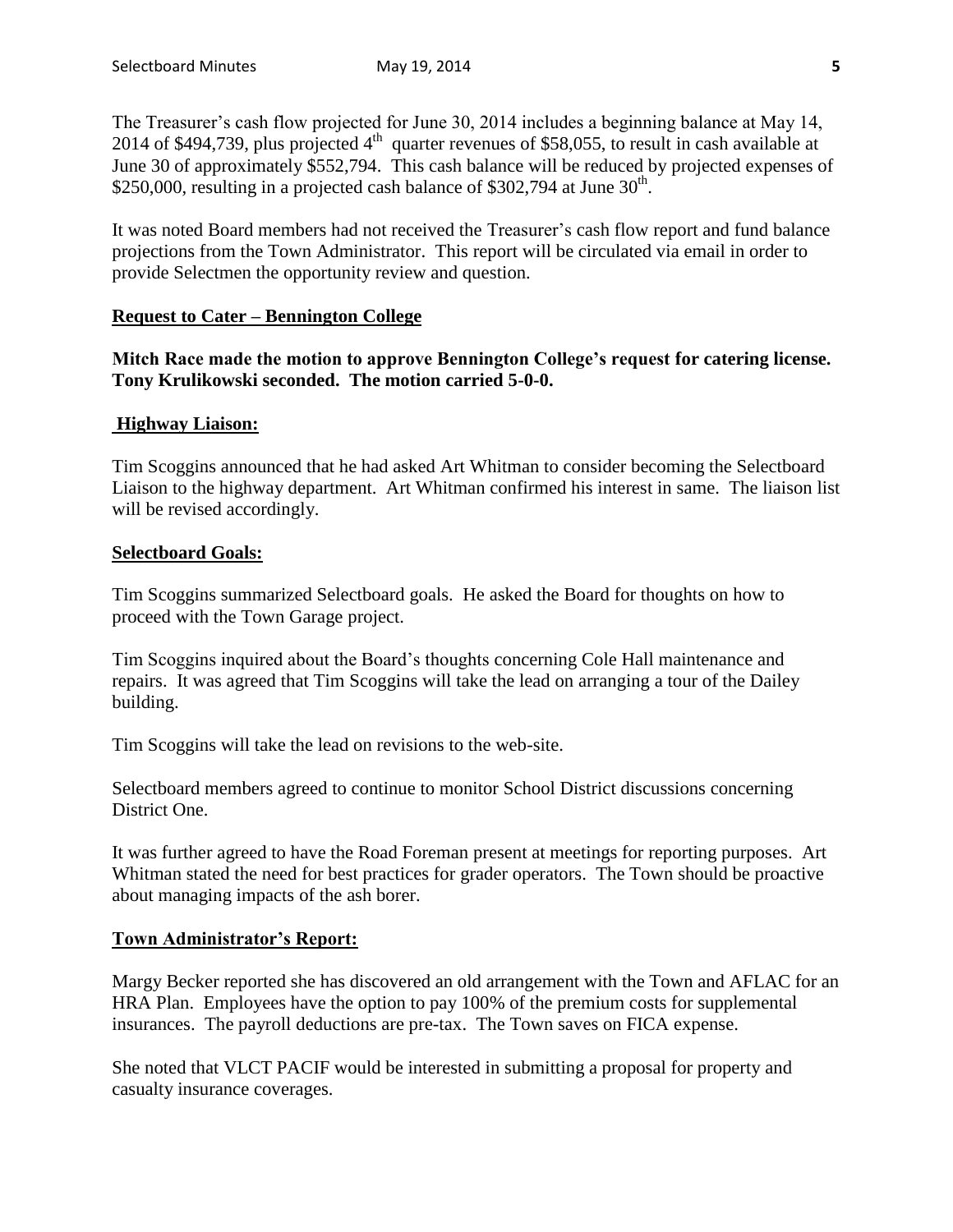The Treasurer's cash flow projected for June 30, 2014 includes a beginning balance at May 14, 2014 of \$494,739, plus projected 4th quarter revenues of \$58,055, to result in cash available at June 30 of approximately \$552,794. This cash balance will be reduced by projected expenses of \$250,000, resulting in a projected cash balance of \$302,794 at June 30th.

It was noted Board members had not received the Treasurer's cash flow report and fund balance projections from the Town Administrator. This report will be circulated via email in order to provide Selectmen the opportunity review and question.

**Request to Cater – Bennington College**

**Mitch Race made the motion to approve Bennington College's request for catering license. Tony Krulikowski seconded. The motion carried 5-0-0.**

**Highway Liaison:**

Tim Scoggins announced that he had asked Art Whitman to consider becoming the Selectboard Liaison to the highway department. Art Whitman confirmed his interest in same. The liaison list will be revised accordingly.

**Selectboard Goals:**

Tim Scoggins summarized Selectboard goals. He asked the Board for thoughts on how to proceed with the Town Garage project.

Tim Scoggins inquired about the Board's thoughts concerning Cole Hall maintenance and repairs. It was agreed that Tim Scoggins will take the lead on arranging a tour of the Dailey building.

Tim Scoggins will take the lead on revisions to the web-site.

Selectboard members agreed to continue to monitor School District discussions concerning District One.

It was further agreed to have the Road Foreman present at meetings for reporting purposes. Art Whitman stated the need for best practices for grader operators. The Town should be proactive about managing impacts of the ash borer.

**Town Administrator's Report:**

Margy Becker reported she has discovered an old arrangement with the Town and AFLAC for an HRA Plan. Employees have the option to pay 100% of the premium costs for supplemental insurances. The payroll deductions are pre-tax. The Town saves on FICA expense.

She noted that VLCT PACIF would be interested in submitting a proposal for property and casualty insurance coverages.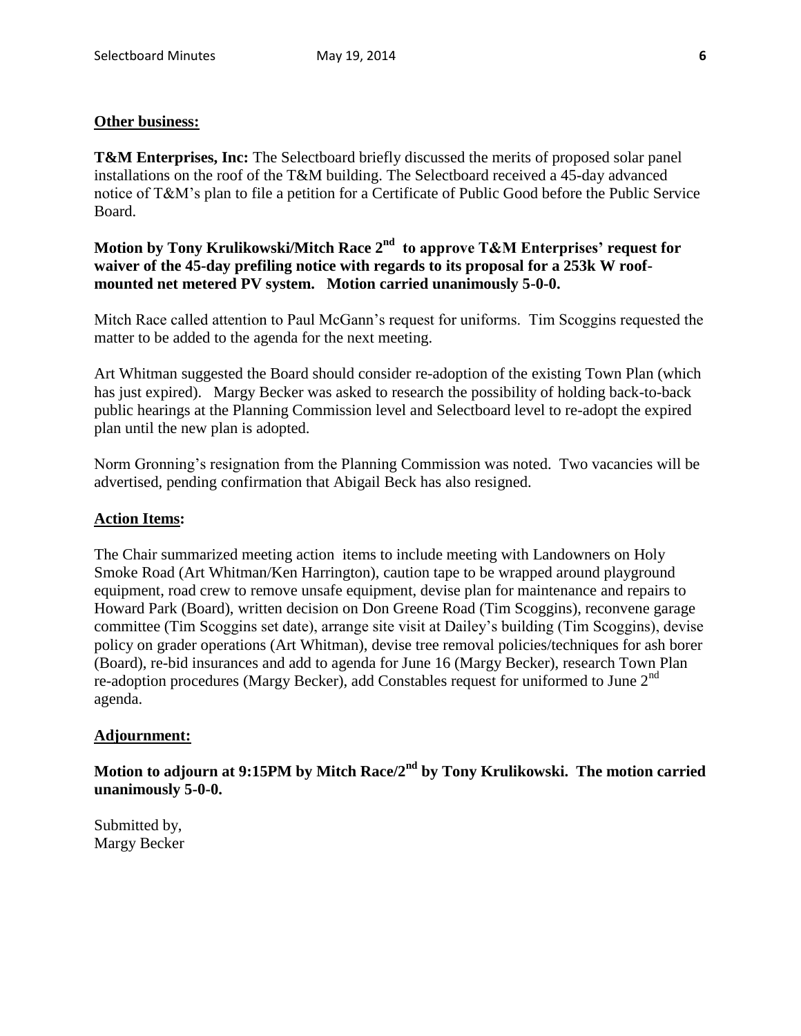**Other business:**

**T&M Enterprises, Inc:** The Selectboard briefly discussed the merits of proposed solar panel installations on the roof of the T&M building. The Selectboard received a 45-day advanced notice of T&M's plan to file a petition for a Certificate of Public Good before the Public Service Board.

**Motion by Tony Krulikowski/Mitch Race 2nd to approve T&M Enterprises' request for waiver of the 45-day prefiling notice with regards to its proposal for a 253k W roof-mounted net metered PV system. Motion carried unanimously 5-0-0.**

Mitch Race called attention to Paul McGann's request for uniforms. Tim Scoggins requested the matter to be added to the agenda for the next meeting.

Art Whitman suggested the Board should consider re-adoption of the existing Town Plan (which has just expired). Margy Becker was asked to research the possibility of holding back-to-back public hearings at the Planning Commission level and Selectboard level to re-adopt the expired plan until the new plan is adopted.

Norm Gronning's resignation from the Planning Commission was noted. Two vacancies will be advertised, pending confirmation that Abigail Beck has also resigned.

**Action Items:**

The Chair summarized meeting action items to include meeting with Landowners on Holy Smoke Road (Art Whitman/Ken Harrington), caution tape to be wrapped around playground equipment, road crew to remove unsafe equipment, devise plan for maintenance and repairs to Howard Park (Board), written decision on Don Greene Road (Tim Scoggins), reconvene garage committee (Tim Scoggins set date), arrange site visit at Dailey's building (Tim Scoggins), devise policy on grader operations (Art Whitman), devise tree removal policies/techniques for ash borer (Board), re-bid insurances and add to agenda for June 16 (Margy Becker), research Town Plan re-adoption procedures (Margy Becker), add Constables request for uniformed to June 2nd agenda.

**Adjournment:**

**Motion to adjourn at 9:15PM by Mitch Race/2nd by Tony Krulikowski. The motion carried unanimously 5-0-0.**

Submitted by,
Margy Becker